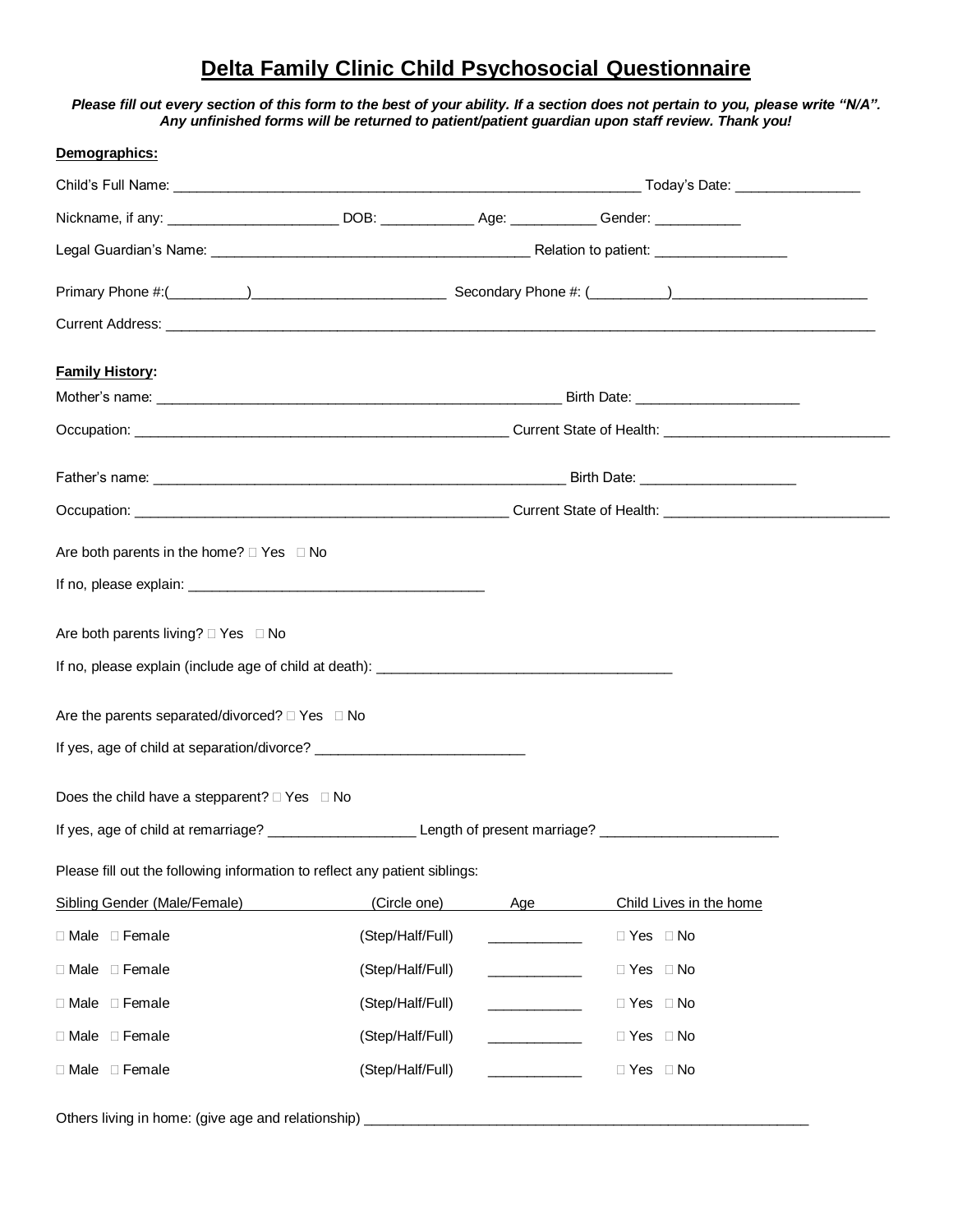# Delta Family Clinic Child Psychosocial Questionnaire

***Please fill out every section of this form to the best of your ability. If a section does not pertain to you, please write "N/A". Any unfinished forms will be returned to patient/patient guardian upon staff review. Thank you!***

**Demographics:**

Child's Full Name: ____________________________________________________________ Today's Date: ________________

Nickname, if any: ______________________ DOB: ____________ Age: ___________ Gender: ___________

Legal Guardian's Name: __________________________________________ Relation to patient: _________________

Primary Phone #:(__________)_________________________ Secondary Phone #: (__________)_________________________

Current Address: ____________________________________________________________________________________________

**Family History:**

Mother's name: _____________________________________________________ Birth Date: _____________________

Occupation: _________________________________________________ Current State of Health: _____________________________

Father's name: ______________________________________________________ Birth Date: ____________________

Occupation: _________________________________________________ Current State of Health: _____________________________

Are both parents in the home? ☐ Yes ☐ No

If no, please explain: _______________________________________

Are both parents living? ☐ Yes ☐ No

If no, please explain (include age of child at death): ______________________________________

Are the parents separated/divorced? ☐ Yes ☐ No

If yes, age of child at separation/divorce? ___________________________

Does the child have a stepparent? ☐ Yes ☐ No

If yes, age of child at remarriage? ___________________ Length of present marriage? _______________________

Please fill out the following information to reflect any patient siblings:

| Sibling Gender (Male/Female) | (Circle one) | Age | Child Lives in the home |
|---|---|---|---|
| ☐ Male ☐ Female | (Step/Half/Full) | ____________ | ☐ Yes ☐ No |
| ☐ Male ☐ Female | (Step/Half/Full) | ____________ | ☐ Yes ☐ No |
| ☐ Male ☐ Female | (Step/Half/Full) | ____________ | ☐ Yes ☐ No |
| ☐ Male ☐ Female | (Step/Half/Full) | ____________ | ☐ Yes ☐ No |
| ☐ Male ☐ Female | (Step/Half/Full) | ____________ | ☐ Yes ☐ No |

Others living in home: (give age and relationship) ___________________________________________________________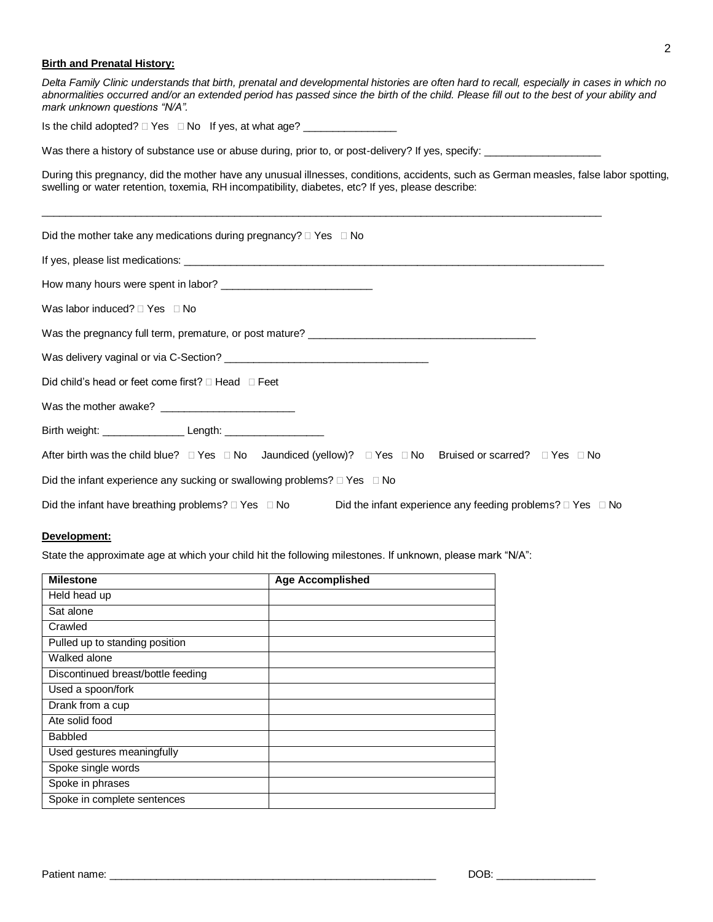**Birth and Prenatal History:**

*Delta Family Clinic understands that birth, prenatal and developmental histories are often hard to recall, especially in cases in which no abnormalities occurred and/or an extended period has passed since the birth of the child. Please fill out to the best of your ability and mark unknown questions "N/A".*

Is the child adopted? □ Yes □ No If yes, at what age? ________________

Was there a history of substance use or abuse during, prior to, or post-delivery? If yes, specify: ____________________

During this pregnancy, did the mother have any unusual illnesses, conditions, accidents, such as German measles, false labor spotting, swelling or water retention, toxemia, RH incompatibility, diabetes, etc? If yes, please describe:

______________________________________________________________________________________________

Did the mother take any medications during pregnancy? □ Yes □ No

If yes, please list medications: ______________________________________________________________________________

How many hours were spent in labor? __________________________

Was labor induced? □ Yes □ No

Was the pregnancy full term, premature, or post mature? ________________________________________

Was delivery vaginal or via C-Section? ___________________________________

Did child's head or feet come first? □ Head □ Feet

Was the mother awake? _______________________

Birth weight: ______________ Length: _________________

After birth was the child blue? □ Yes □ No Jaundiced (yellow)? □ Yes □ No Bruised or scarred? □ Yes □ No

Did the infant experience any sucking or swallowing problems? □ Yes □ No

Did the infant have breathing problems? □ Yes □ No Did the infant experience any feeding problems? □ Yes □ No

**Development:**

State the approximate age at which your child hit the following milestones. If unknown, please mark "N/A":

| Milestone | Age Accomplished |
|---|---|
| Held head up | |
| Sat alone | |
| Crawled | |
| Pulled up to standing position | |
| Walked alone | |
| Discontinued breast/bottle feeding | |
| Used a spoon/fork | |
| Drank from a cup | |
| Ate solid food | |
| Babbled | |
| Used gestures meaningfully | |
| Spoke single words | |
| Spoke in phrases | |
| Spoke in complete sentences | |

Patient name: ___________________________________________________________ DOB: _________________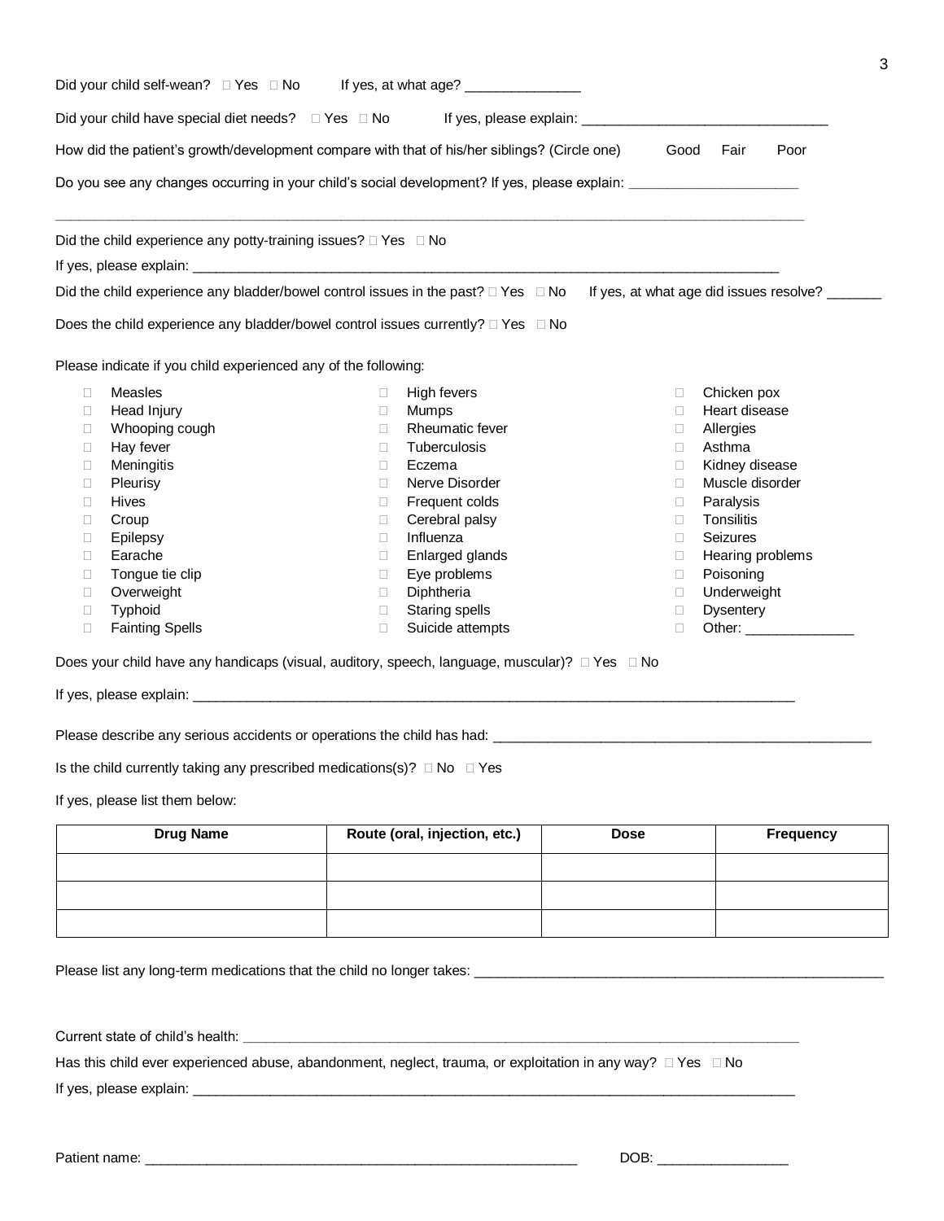Did your child self-wean? □ Yes □ No    If yes, at what age? _______________

Did your child have special diet needs? □ Yes □ No    If yes, please explain: ________________________________

How did the patient's growth/development compare with that of his/her siblings? (Circle one)    Good    Fair    Poor

Do you see any changes occurring in your child's social development? If yes, please explain: ______________________

_____________________________________________________________________________________________

Did the child experience any potty-training issues? □ Yes □ No

If yes, please explain: _________________________________________________________________________________

Did the child experience any bladder/bowel control issues in the past? □ Yes □ No    If yes, at what age did issues resolve? _______

Does the child experience any bladder/bowel control issues currently? □ Yes □ No

Please indicate if you child experienced any of the following:

- □ Measles
- □ Head Injury
- □ Whooping cough
- □ Hay fever
- □ Meningitis
- □ Pleurisy
- □ Hives
- □ Croup
- □ Epilepsy
- □ Earache
- □ Tongue tie clip
- □ Overweight
- □ Typhoid
- □ Fainting Spells
- □ High fevers
- □ Mumps
- □ Rheumatic fever
- □ Tuberculosis
- □ Eczema
- □ Nerve Disorder
- □ Frequent colds
- □ Cerebral palsy
- □ Influenza
- □ Enlarged glands
- □ Eye problems
- □ Diphtheria
- □ Staring spells
- □ Suicide attempts
- □ Chicken pox
- □ Heart disease
- □ Allergies
- □ Asthma
- □ Kidney disease
- □ Muscle disorder
- □ Paralysis
- □ Tonsilitis
- □ Seizures
- □ Hearing problems
- □ Poisoning
- □ Underweight
- □ Dysentery
- □ Other: ______________

Does your child have any handicaps (visual, auditory, speech, language, muscular)? □ Yes □ No

If yes, please explain: _________________________________________________________________________________

Please describe any serious accidents or operations the child has had: ____________________________________________________

Is the child currently taking any prescribed medications(s)? □ No □ Yes

If yes, please list them below:

| Drug Name | Route (oral, injection, etc.) | Dose | Frequency |
| --- | --- | --- | --- |
| | | | |
| | | | |
| | | | |

Please list any long-term medications that the child no longer takes: ________________________________________________________

Current state of child's health: ______________________________________________________________________________

Has this child ever experienced abuse, abandonment, neglect, trauma, or exploitation in any way? □ Yes □ No

If yes, please explain: _________________________________________________________________________________

Patient name: ____________________________________________________________    DOB: _________________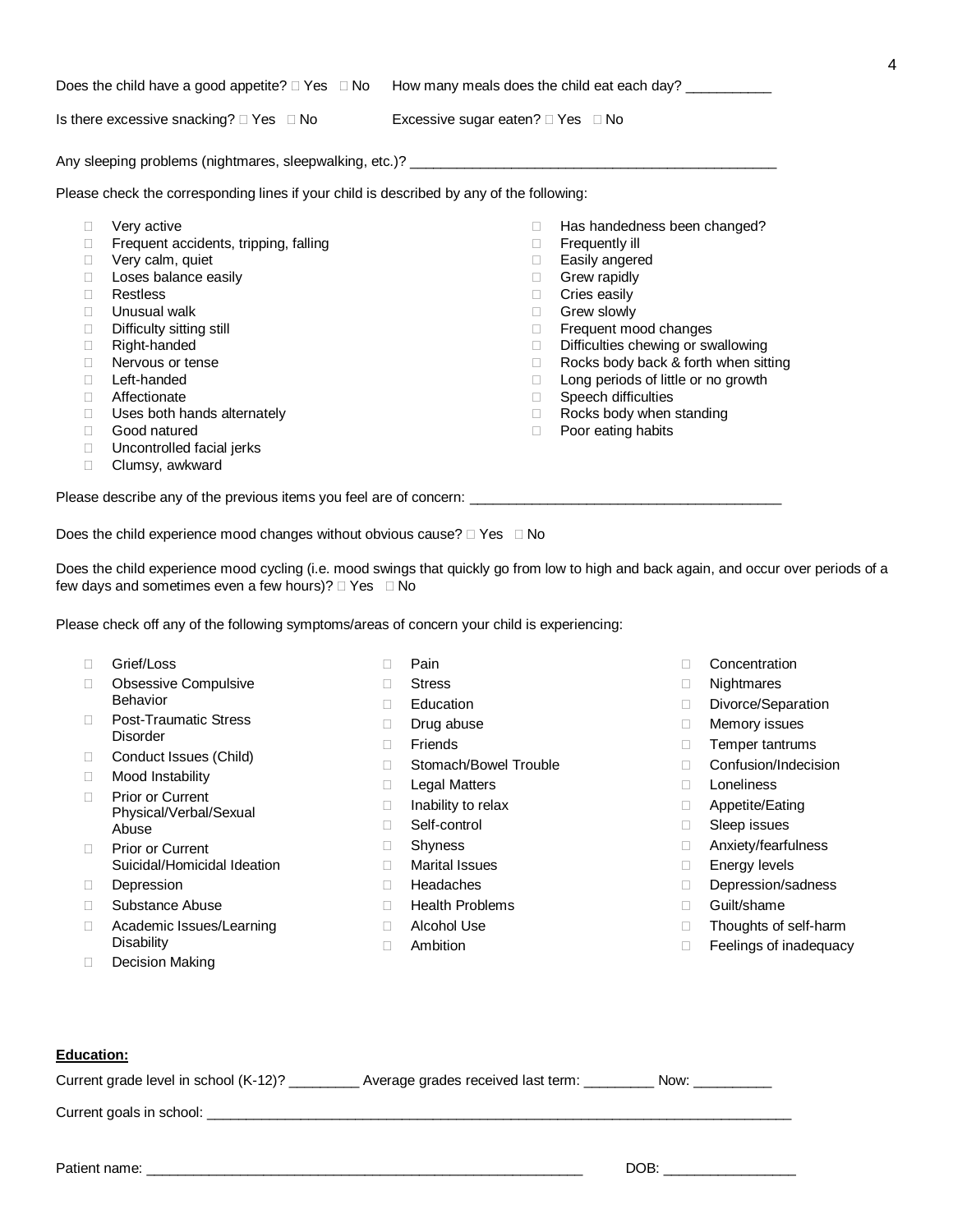Does the child have a good appetite? ☐ Yes ☐ No How many meals does the child eat each day? ___________

Is there excessive snacking? ☐ Yes ☐ No Excessive sugar eaten? ☐ Yes ☐ No

Any sleeping problems (nightmares, sleepwalking, etc.)? ________________________________________________

Please check the corresponding lines if your child is described by any of the following:

- ☐ Very active
- ☐ Frequent accidents, tripping, falling
- ☐ Very calm, quiet
- ☐ Loses balance easily
- ☐ Restless
- ☐ Unusual walk
- ☐ Difficulty sitting still
- ☐ Right-handed
- ☐ Nervous or tense
- ☐ Left-handed
- ☐ Affectionate
- ☐ Uses both hands alternately
- ☐ Good natured
- ☐ Uncontrolled facial jerks
- ☐ Clumsy, awkward
- ☐ Has handedness been changed?
- ☐ Frequently ill
- ☐ Easily angered
- ☐ Grew rapidly
- ☐ Cries easily
- ☐ Grew slowly
- ☐ Frequent mood changes
- ☐ Difficulties chewing or swallowing
- ☐ Rocks body back & forth when sitting
- ☐ Long periods of little or no growth
- ☐ Speech difficulties
- ☐ Rocks body when standing
- ☐ Poor eating habits

Please describe any of the previous items you feel are of concern: ________________________________________

Does the child experience mood changes without obvious cause? ☐ Yes ☐ No

Does the child experience mood cycling (i.e. mood swings that quickly go from low to high and back again, and occur over periods of a few days and sometimes even a few hours)? ☐ Yes ☐ No

Please check off any of the following symptoms/areas of concern your child is experiencing:

- ☐ Grief/Loss
- ☐ Obsessive Compulsive Behavior
- ☐ Post-Traumatic Stress Disorder
- ☐ Conduct Issues (Child)
- ☐ Mood Instability
- ☐ Prior or Current Physical/Verbal/Sexual Abuse
- ☐ Prior or Current Suicidal/Homicidal Ideation
- ☐ Depression
- ☐ Substance Abuse
- ☐ Academic Issues/Learning Disability
- ☐ Decision Making
- ☐ Pain
- ☐ Stress
- ☐ Education
- ☐ Drug abuse
- ☐ Friends
- ☐ Stomach/Bowel Trouble
- ☐ Legal Matters
- ☐ Inability to relax
- ☐ Self-control
- ☐ Shyness
- ☐ Marital Issues
- ☐ Headaches
- ☐ Health Problems
- ☐ Alcohol Use
- ☐ Ambition
- ☐ Concentration
- ☐ Nightmares
- ☐ Divorce/Separation
- ☐ Memory issues
- ☐ Temper tantrums
- ☐ Confusion/Indecision
- ☐ Loneliness
- ☐ Appetite/Eating
- ☐ Sleep issues
- ☐ Anxiety/fearfulness
- ☐ Energy levels
- ☐ Depression/sadness
- ☐ Guilt/shame
- ☐ Thoughts of self-harm
- ☐ Feelings of inadequacy

**Education:**

Current grade level in school (K-12)? _________ Average grades received last term: _________ Now: __________

Current goals in school: ________________________________________________________________________________

Patient name: ___________________________________________________________ DOB: _________________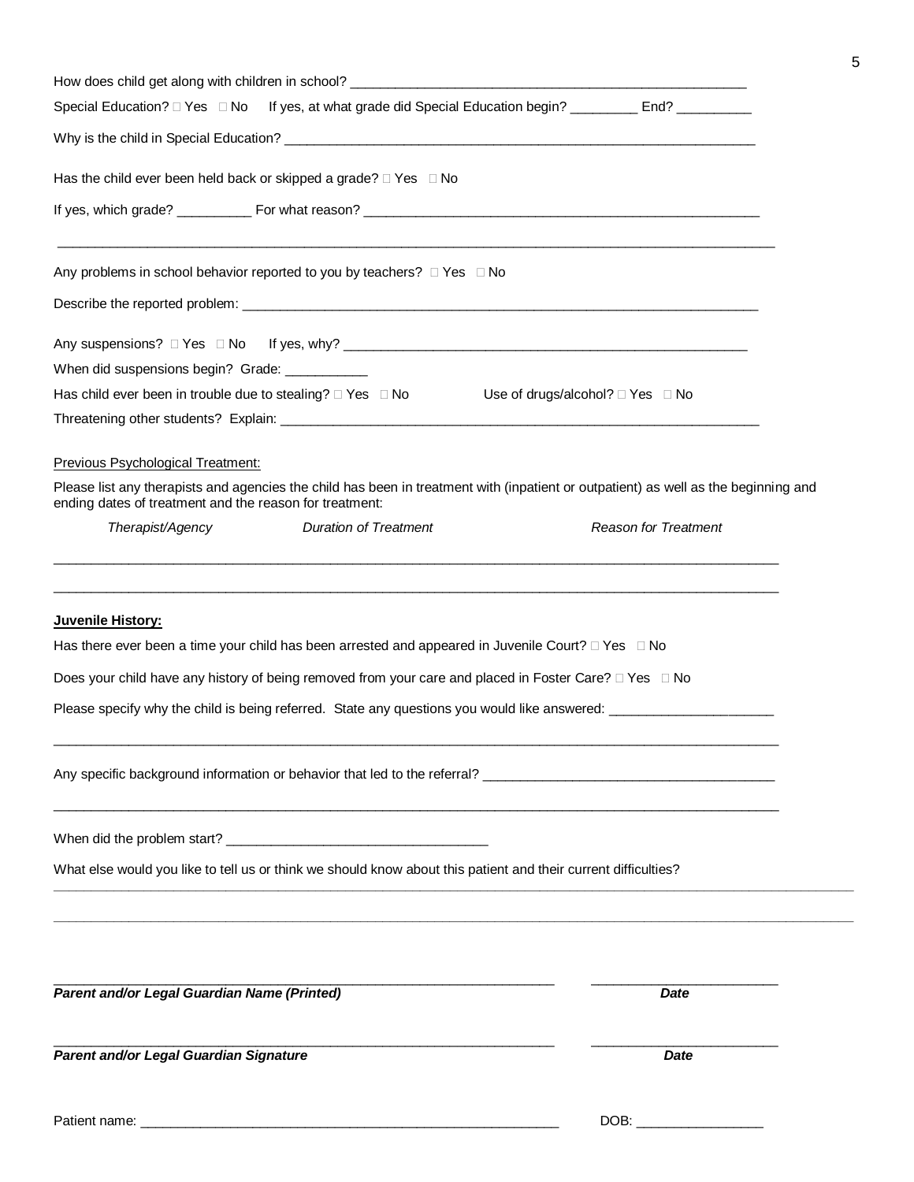How does child get along with children in school? ____________________________________________________

Special Education? □ Yes □ No If yes, at what grade did Special Education begin? _________ End? __________

Why is the child in Special Education? _____________________________________________________________________

Has the child ever been held back or skipped a grade? □ Yes □ No

If yes, which grade? __________ For what reason? _______________________________________________________

_____________________________________________________________________________________________________

Any problems in school behavior reported to you by teachers? □ Yes □ No

Describe the reported problem: _______________________________________________________________________

Any suspensions? □ Yes □ No If yes, why? ____________________________________________________________

When did suspensions begin? Grade: ___________

Has child ever been in trouble due to stealing? □ Yes □ No Use of drugs/alcohol? □ Yes □ No

Threatening other students? Explain: _________________________________________________________________

Previous Psychological Treatment:

Please list any therapists and agencies the child has been in treatment with (inpatient or outpatient) as well as the beginning and ending dates of treatment and the reason for treatment:

| *Therapist/Agency* | *Duration of Treatment* | *Reason for Treatment* |
|---|---|---|
| | | |
| | | |

**Juvenile History:**

Has there ever been a time your child has been arrested and appeared in Juvenile Court? □ Yes □ No

Does your child have any history of being removed from your care and placed in Foster Care? □ Yes □ No

Please specify why the child is being referred. State any questions you would like answered: ______________________

_____________________________________________________________________________________________________

Any specific background information or behavior that led to the referral? _______________________________________

_____________________________________________________________________________________________________

When did the problem start? ___________________________________

What else would you like to tell us or think we should know about this patient and their current difficulties?

_____________________________________________________________________________________________________

_____________________________________________________________________________________________________

_________________________________________________________________ ________________________

***Parent and/or Legal Guardian Name (Printed)*** ***Date***

_________________________________________________________________ ________________________

***Parent and/or Legal Guardian Signature*** ***Date***

Patient name: _________________________________________________________ DOB: _________________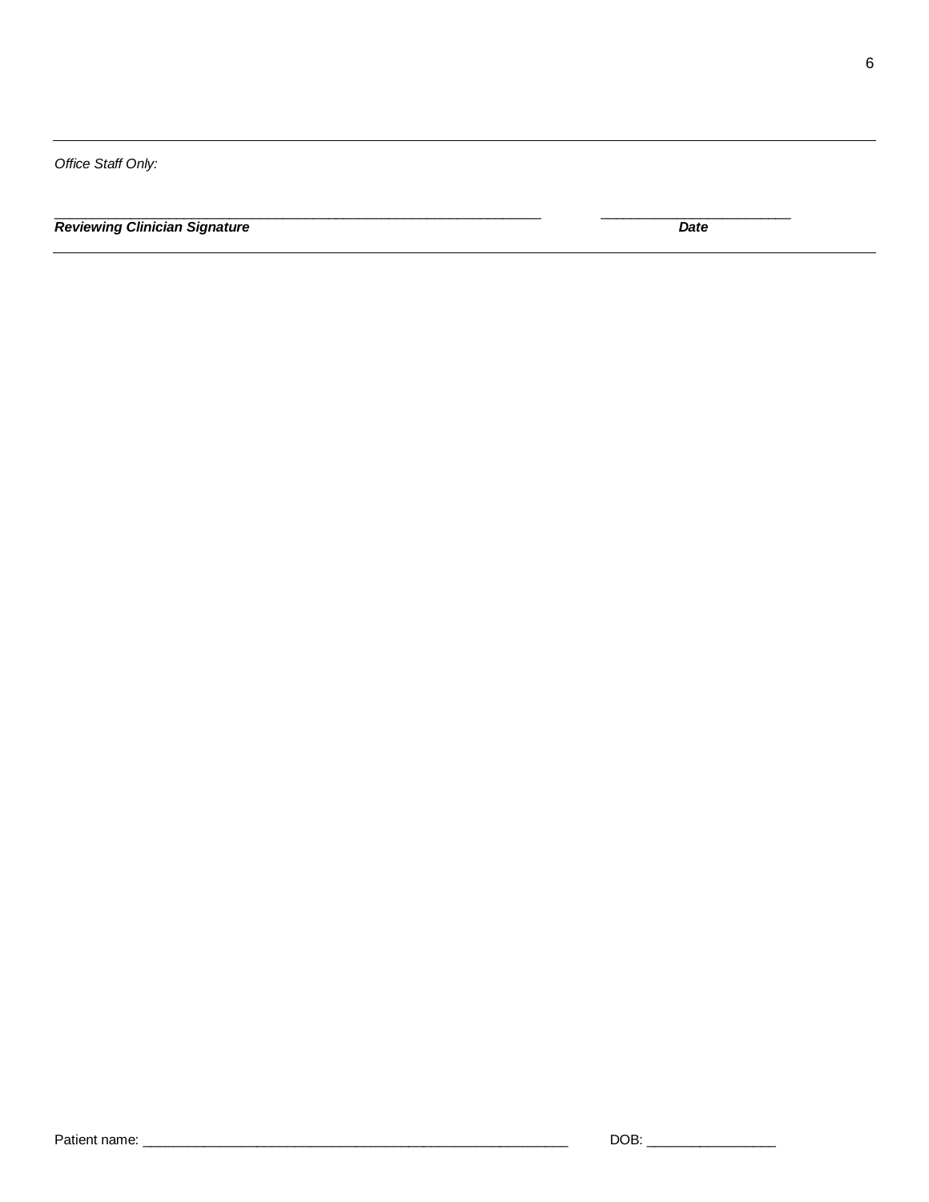---

*Office Staff Only:*

\_\_\_\_\_\_\_\_\_\_\_\_\_\_\_\_\_\_\_\_\_\_\_\_\_\_\_\_\_\_\_\_\_\_\_\_\_\_\_\_\_\_\_\_\_\_\_\_\_\_\_\_\_\_\_\_\_\_\_\_\_\_\_\_ \_\_\_\_\_\_\_\_\_\_\_\_\_\_\_\_\_\_\_\_\_\_\_\_\_\_

***Reviewing Clinician Signature*** ***Date***

---

Patient name: \_\_\_\_\_\_\_\_\_\_\_\_\_\_\_\_\_\_\_\_\_\_\_\_\_\_\_\_\_\_\_\_\_\_\_\_\_\_\_\_\_\_\_\_\_\_\_\_\_\_\_\_\_\_\_\_\_\_ DOB: \_\_\_\_\_\_\_\_\_\_\_\_\_\_\_\_\_\_